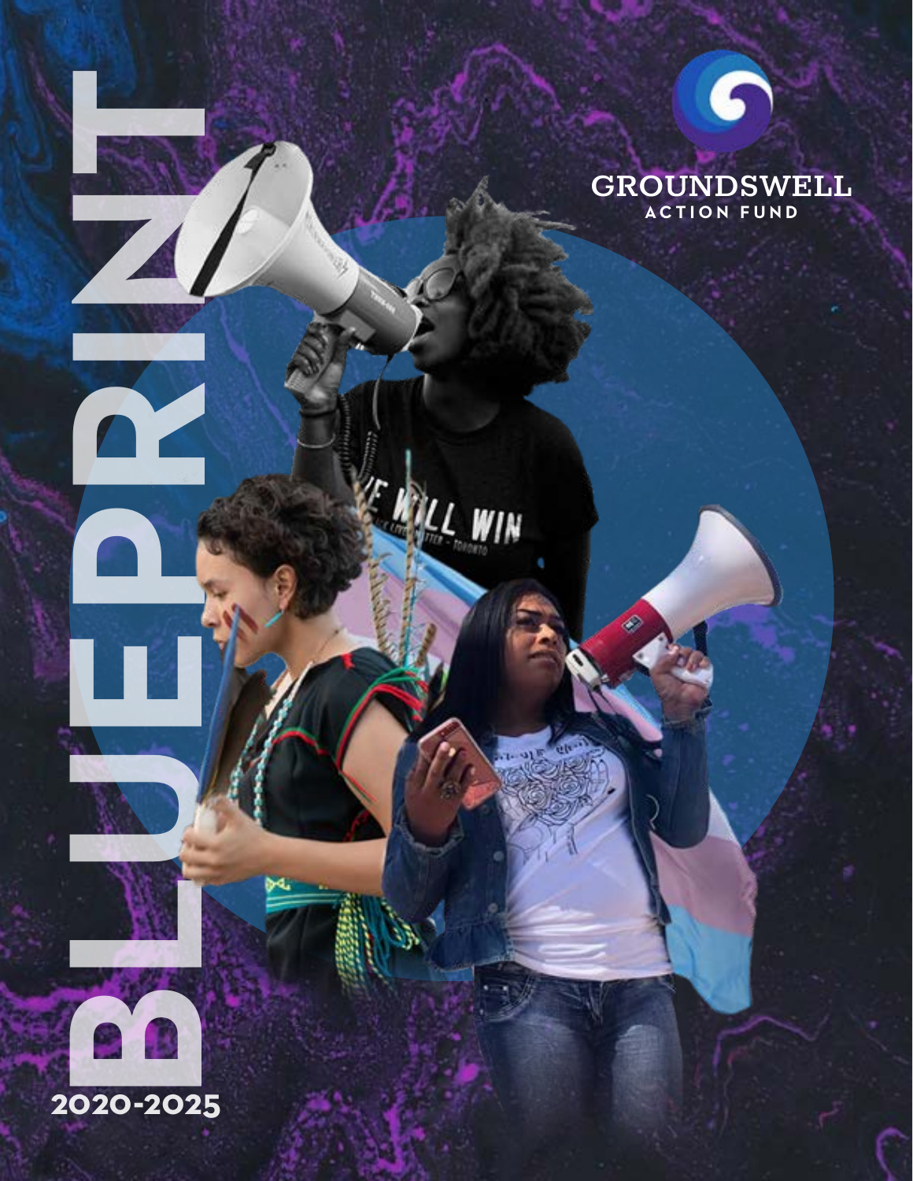# BLUEPRINT

2020-2025

GROUNDSWELL
ACTION FUND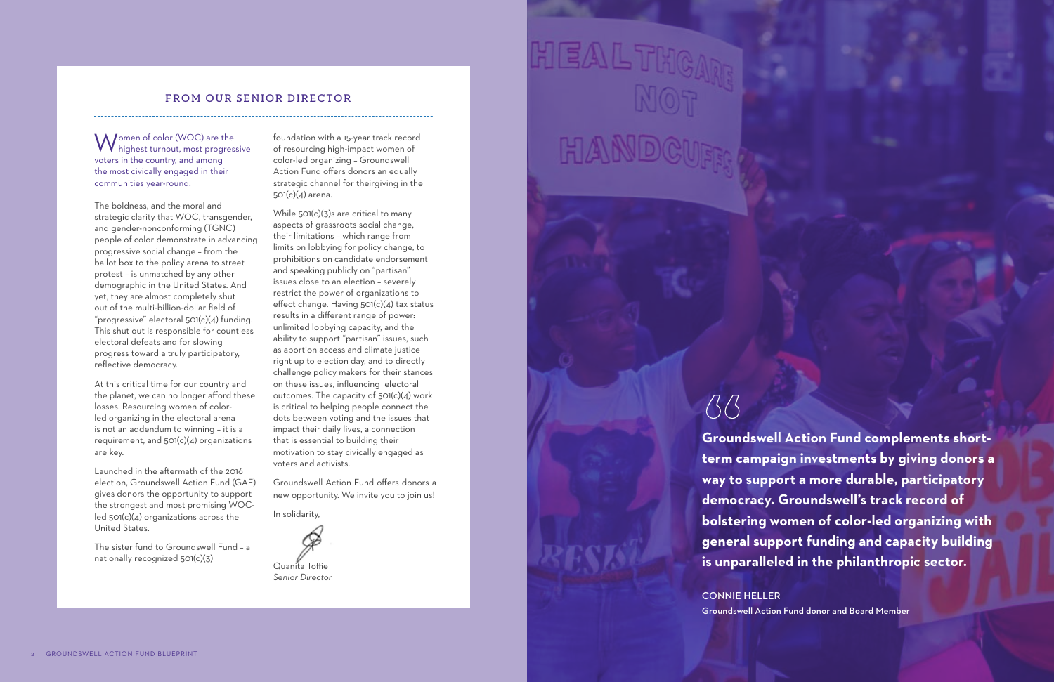## FROM OUR SENIOR DIRECTOR

Women of color (WOC) are the highest turnout, most progressive voters in the country, and among the most civically engaged in their communities year-round.

The boldness, and the moral and strategic clarity that WOC, transgender, and gender-nonconforming (TGNC) people of color demonstrate in advancing progressive social change – from the ballot box to the policy arena to street protest – is unmatched by any other demographic in the United States. And yet, they are almost completely shut out of the multi-billion-dollar field of "progressive" electoral 501(c)(4) funding. This shut out is responsible for countless electoral defeats and for slowing progress toward a truly participatory, reflective democracy.

At this critical time for our country and the planet, we can no longer afford these losses. Resourcing women of color-led organizing in the electoral arena is not an addendum to winning – it is a requirement, and 501(c)(4) organizations are key.

Launched in the aftermath of the 2016 election, Groundswell Action Fund (GAF) gives donors the opportunity to support the strongest and most promising WOC-led 501(c)(4) organizations across the United States.

The sister fund to Groundswell Fund – a nationally recognized 501(c)(3) foundation with a 15-year track record of resourcing high-impact women of color-led organizing – Groundswell Action Fund offers donors an equally strategic channel for theirgiving in the 501(c)(4) arena.

While 501(c)(3)s are critical to many aspects of grassroots social change, their limitations – which range from limits on lobbying for policy change, to prohibitions on candidate endorsement and speaking publicly on "partisan" issues close to an election – severely restrict the power of organizations to effect change. Having 501(c)(4) tax status results in a different range of power: unlimited lobbying capacity, and the ability to support "partisan" issues, such as abortion access and climate justice right up to election day, and to directly challenge policy makers for their stances on these issues, influencing electoral outcomes. The capacity of 501(c)(4) work is critical to helping people connect the dots between voting and the issues that impact their daily lives, a connection that is essential to building their motivation to stay civically engaged as voters and activists.

Groundswell Action Fund offers donors a new opportunity. We invite you to join us!

In solidarity,

Quanita Toffie
*Senior Director*

> **Groundswell Action Fund complements short-term campaign investments by giving donors a way to support a more durable, participatory democracy. Groundswell's track record of bolstering women of color-led organizing with general support funding and capacity building is unparalleled in the philanthropic sector.**
>
> CONNIE HELLER
> Groundswell Action Fund donor and Board Member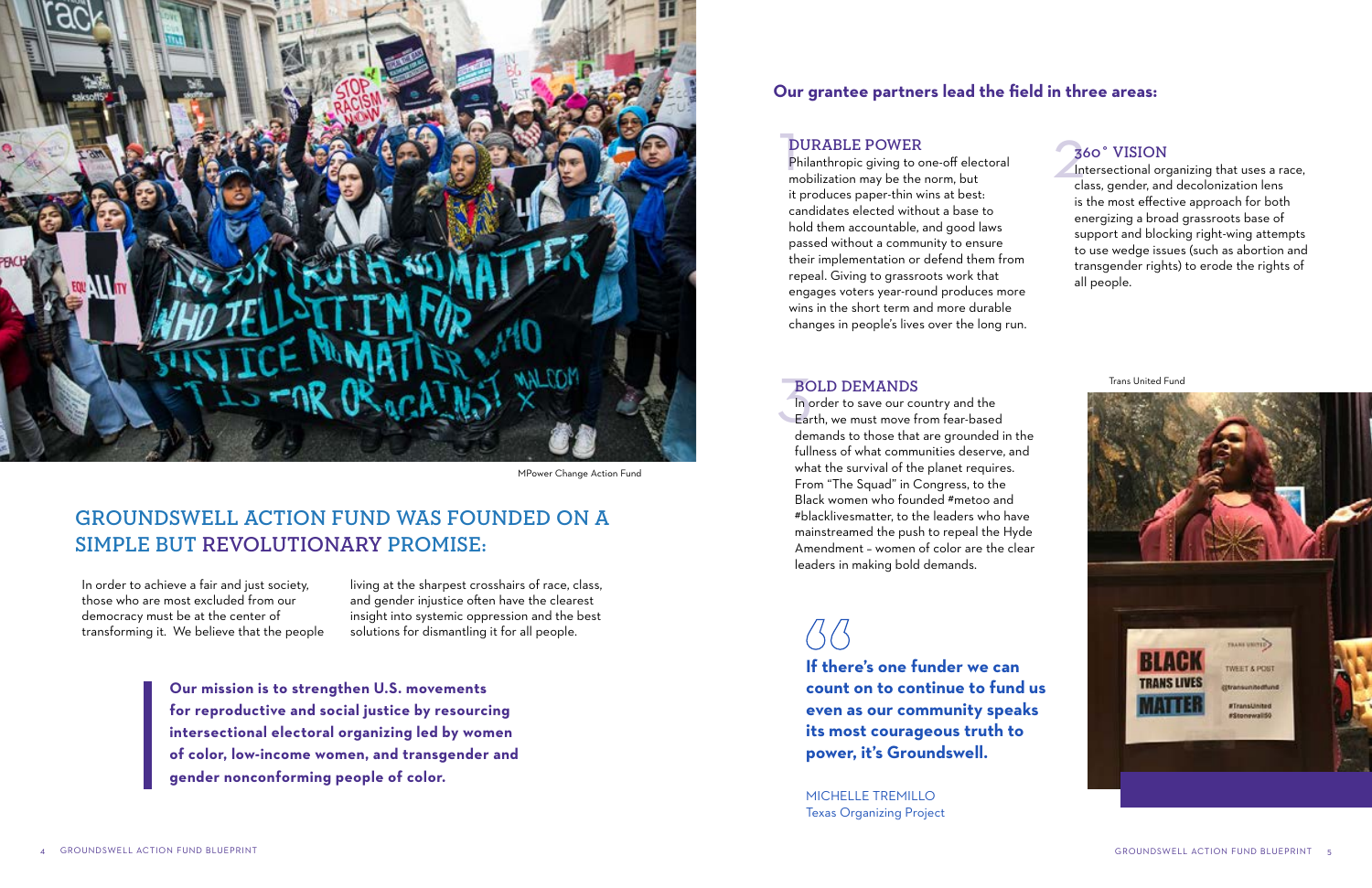MPower Change Action Fund

## GROUNDSWELL ACTION FUND WAS FOUNDED ON A SIMPLE BUT REVOLUTIONARY PROMISE:

In order to achieve a fair and just society, those who are most excluded from our democracy must be at the center of transforming it. We believe that the people living at the sharpest crosshairs of race, class, and gender injustice often have the clearest insight into systemic oppression and the best solutions for dismantling it for all people.

**Our mission is to strengthen U.S. movements for reproductive and social justice by resourcing intersectional electoral organizing led by women of color, low-income women, and transgender and gender nonconforming people of color.**

### Our grantee partners lead the field in three areas:

#### 1 DURABLE POWER

Philanthropic giving to one-off electoral mobilization may be the norm, but it produces paper-thin wins at best: candidates elected without a base to hold them accountable, and good laws passed without a community to ensure their implementation or defend them from repeal. Giving to grassroots work that engages voters year-round produces more wins in the short term and more durable changes in people's lives over the long run.

#### 2 360° VISION

Intersectional organizing that uses a race, class, gender, and decolonization lens is the most effective approach for both energizing a broad grassroots base of support and blocking right-wing attempts to use wedge issues (such as abortion and transgender rights) to erode the rights of all people.

#### 3 BOLD DEMANDS

In order to save our country and the Earth, we must move from fear-based demands to those that are grounded in the fullness of what communities deserve, and what the survival of the planet requires. From "The Squad" in Congress, to the Black women who founded #metoo and #blacklivesmatter, to the leaders who have mainstreamed the push to repeal the Hyde Amendment – women of color are the clear leaders in making bold demands.

> **If there's one funder we can count on to continue to fund us even as our community speaks its most courageous truth to power, it's Groundswell.**
>
> MICHELLE TREMILLO
> Texas Organizing Project

Trans United Fund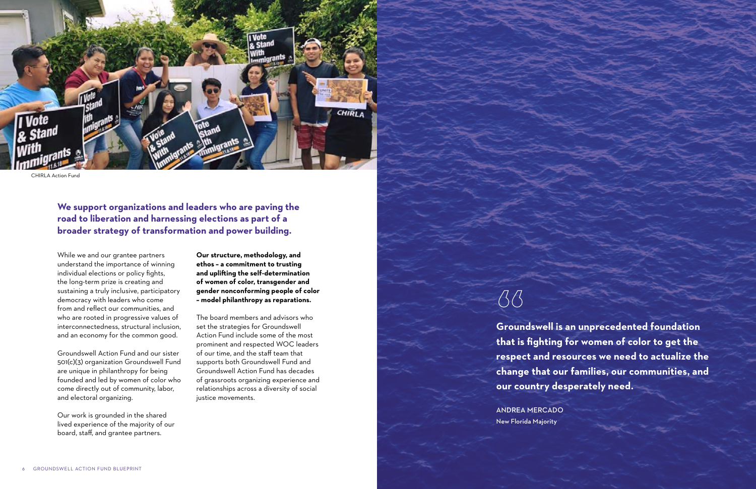CHIRLA Action Fund

**We support organizations and leaders who are paving the road to liberation and harnessing elections as part of a broader strategy of transformation and power building.**

While we and our grantee partners understand the importance of winning individual elections or policy fights, the long-term prize is creating and sustaining a truly inclusive, participatory democracy with leaders who come from and reflect our communities, and who are rooted in progressive values of interconnectedness, structural inclusion, and an economy for the common good.

Groundswell Action Fund and our sister 501(c)(3) organization Groundswell Fund are unique in philanthropy for being founded and led by women of color who come directly out of community, labor, and electoral organizing.

Our work is grounded in the shared lived experience of the majority of our board, staff, and grantee partners.

**Our structure, methodology, and ethos – a commitment to trusting and uplifting the self-determination of women of color, transgender and gender nonconforming people of color – model philanthropy as reparations.**

The board members and advisors who set the strategies for Groundswell Action Fund include some of the most prominent and respected WOC leaders of our time, and the staff team that supports both Groundswell Fund and Groundswell Action Fund has decades of grassroots organizing experience and relationships across a diversity of social justice movements.

> **Groundswell is an unprecedented foundation that is fighting for women of color to get the respect and resources we need to actualize the change that our families, our communities, and our country desperately need.**
>
> ANDREA MERCADO
> New Florida Majority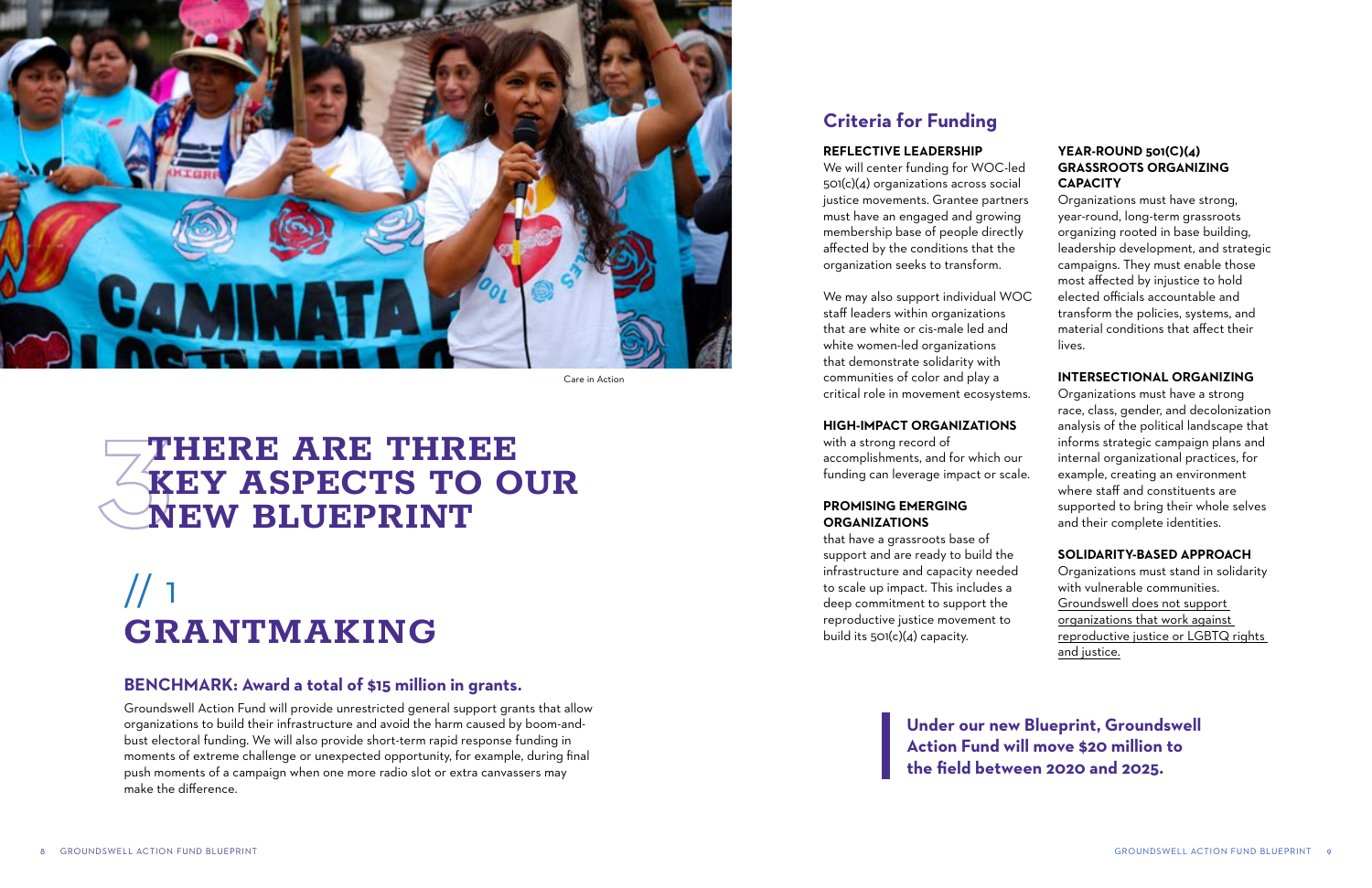Care in Action

# 3 THERE ARE THREE KEY ASPECTS TO OUR NEW BLUEPRINT

## // 1 GRANTMAKING

### BENCHMARK: Award a total of $15 million in grants.

Groundswell Action Fund will provide unrestricted general support grants that allow organizations to build their infrastructure and avoid the harm caused by boom-and-bust electoral funding. We will also provide short-term rapid response funding in moments of extreme challenge or unexpected opportunity, for example, during final push moments of a campaign when one more radio slot or extra canvassers may make the difference.

## Criteria for Funding

**REFLECTIVE LEADERSHIP**

We will center funding for WOC-led 501(c)(4) organizations across social justice movements. Grantee partners must have an engaged and growing membership base of people directly affected by the conditions that the organization seeks to transform.

We may also support individual WOC staff leaders within organizations that are white or cis-male led and white women-led organizations that demonstrate solidarity with communities of color and play a critical role in movement ecosystems.

**HIGH-IMPACT ORGANIZATIONS**

with a strong record of accomplishments, and for which our funding can leverage impact or scale.

**PROMISING EMERGING ORGANIZATIONS**

that have a grassroots base of support and are ready to build the infrastructure and capacity needed to scale up impact. This includes a deep commitment to support the reproductive justice movement to build its 501(c)(4) capacity.

**YEAR-ROUND 501(C)(4) GRASSROOTS ORGANIZING CAPACITY**

Organizations must have strong, year-round, long-term grassroots organizing rooted in base building, leadership development, and strategic campaigns. They must enable those most affected by injustice to hold elected officials accountable and transform the policies, systems, and material conditions that affect their lives.

**INTERSECTIONAL ORGANIZING**

Organizations must have a strong race, class, gender, and decolonization analysis of the political landscape that informs strategic campaign plans and internal organizational practices, for example, creating an environment where staff and constituents are supported to bring their whole selves and their complete identities.

**SOLIDARITY-BASED APPROACH**

Organizations must stand in solidarity with vulnerable communities. Groundswell does not support organizations that work against reproductive justice or LGBTQ rights and justice.

> **Under our new Blueprint, Groundswell Action Fund will move $20 million to the field between 2020 and 2025.**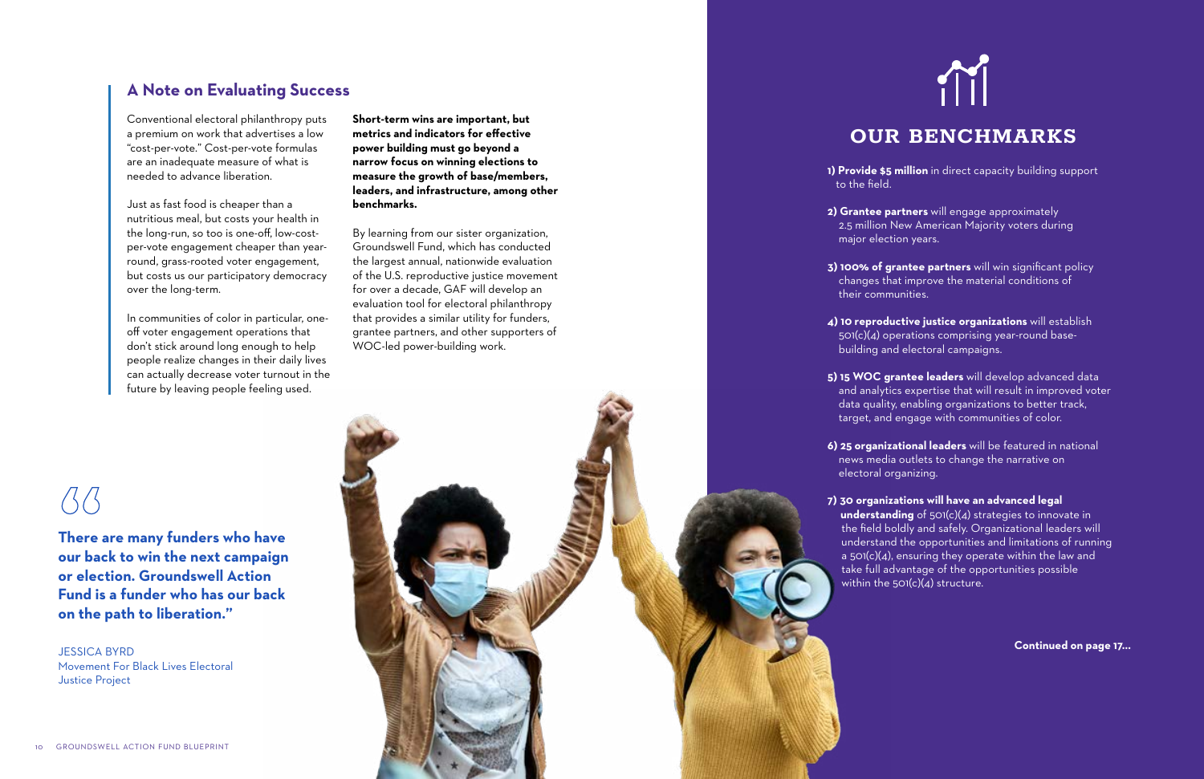## A Note on Evaluating Success

Conventional electoral philanthropy puts a premium on work that advertises a low "cost-per-vote." Cost-per-vote formulas are an inadequate measure of what is needed to advance liberation.

Just as fast food is cheaper than a nutritious meal, but costs your health in the long-run, so too is one-off, low-cost-per-vote engagement cheaper than year-round, grass-rooted voter engagement, but costs us our participatory democracy over the long-term.

In communities of color in particular, one-off voter engagement operations that don't stick around long enough to help people realize changes in their daily lives can actually decrease voter turnout in the future by leaving people feeling used.

**Short-term wins are important, but metrics and indicators for effective power building must go beyond a narrow focus on winning elections to measure the growth of base/members, leaders, and infrastructure, among other benchmarks.**

By learning from our sister organization, Groundswell Fund, which has conducted the largest annual, nationwide evaluation of the U.S. reproductive justice movement for over a decade, GAF will develop an evaluation tool for electoral philanthropy that provides a similar utility for funders, grantee partners, and other supporters of WOC-led power-building work.

> **There are many funders who have our back to win the next campaign or election. Groundswell Action Fund is a funder who has our back on the path to liberation."**
>
> JESSICA BYRD
> Movement For Black Lives Electoral Justice Project

## OUR BENCHMARKS

1) **Provide $5 million** in direct capacity building support to the field.

2) **Grantee partners** will engage approximately 2.5 million New American Majority voters during major election years.

3) **100% of grantee partners** will win significant policy changes that improve the material conditions of their communities.

4) **10 reproductive justice organizations** will establish 501(c)(4) operations comprising year-round base-building and electoral campaigns.

5) **15 WOC grantee leaders** will develop advanced data and analytics expertise that will result in improved voter data quality, enabling organizations to better track, target, and engage with communities of color.

6) **25 organizational leaders** will be featured in national news media outlets to change the narrative on electoral organizing.

7) **30 organizations will have an advanced legal understanding** of 501(c)(4) strategies to innovate in the field boldly and safely. Organizational leaders will understand the opportunities and limitations of running a 501(c)(4), ensuring they operate within the law and take full advantage of the opportunities possible within the 501(c)(4) structure.

**Continued on page 17...**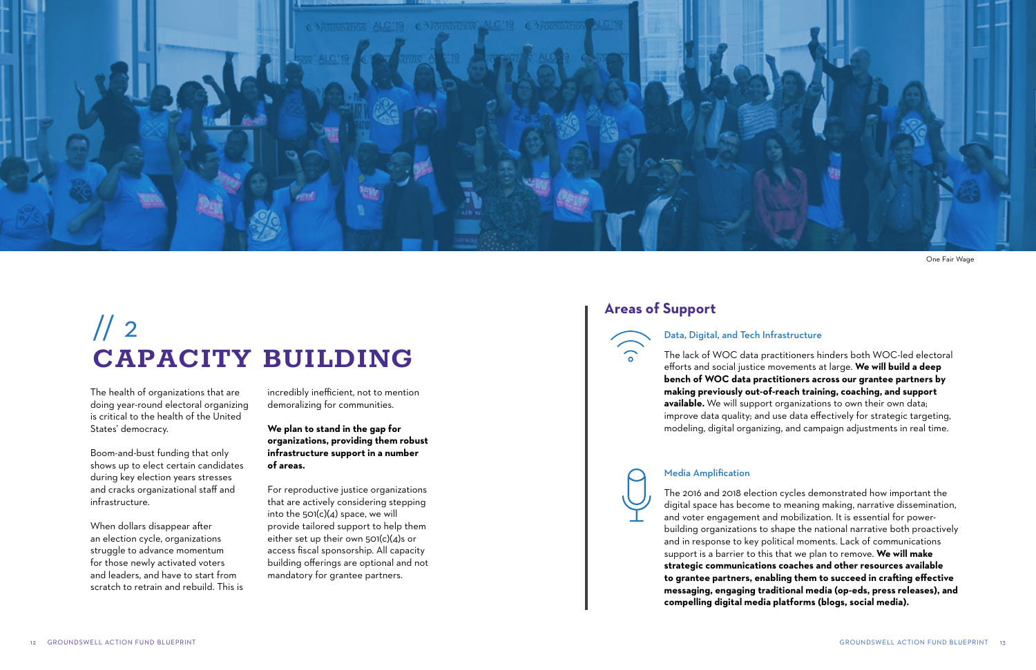One Fair Wage

# // 2 CAPACITY BUILDING

The health of organizations that are doing year-round electoral organizing is critical to the health of the United States' democracy.

Boom-and-bust funding that only shows up to elect certain candidates during key election years stresses and cracks organizational staff and infrastructure.

When dollars disappear after an election cycle, organizations struggle to advance momentum for those newly activated voters and leaders, and have to start from scratch to retrain and rebuild. This is incredibly inefficient, not to mention demoralizing for communities.

**We plan to stand in the gap for organizations, providing them robust infrastructure support in a number of areas.**

For reproductive justice organizations that are actively considering stepping into the 501(c)(4) space, we will provide tailored support to help them either set up their own 501(c)(4)s or access fiscal sponsorship. All capacity building offerings are optional and not mandatory for grantee partners.

## Areas of Support

### Data, Digital, and Tech Infrastructure

The lack of WOC data practitioners hinders both WOC-led electoral efforts and social justice movements at large. **We will build a deep bench of WOC data practitioners across our grantee partners by making previously out-of-reach training, coaching, and support available.** We will support organizations to own their own data; improve data quality; and use data effectively for strategic targeting, modeling, digital organizing, and campaign adjustments in real time.

### Media Amplification

The 2016 and 2018 election cycles demonstrated how important the digital space has become to meaning making, narrative dissemination, and voter engagement and mobilization. It is essential for power-building organizations to shape the national narrative both proactively and in response to key political moments. Lack of communications support is a barrier to this that we plan to remove. **We will make strategic communications coaches and other resources available to grantee partners, enabling them to succeed in crafting effective messaging, engaging traditional media (op-eds, press releases), and compelling digital media platforms (blogs, social media).**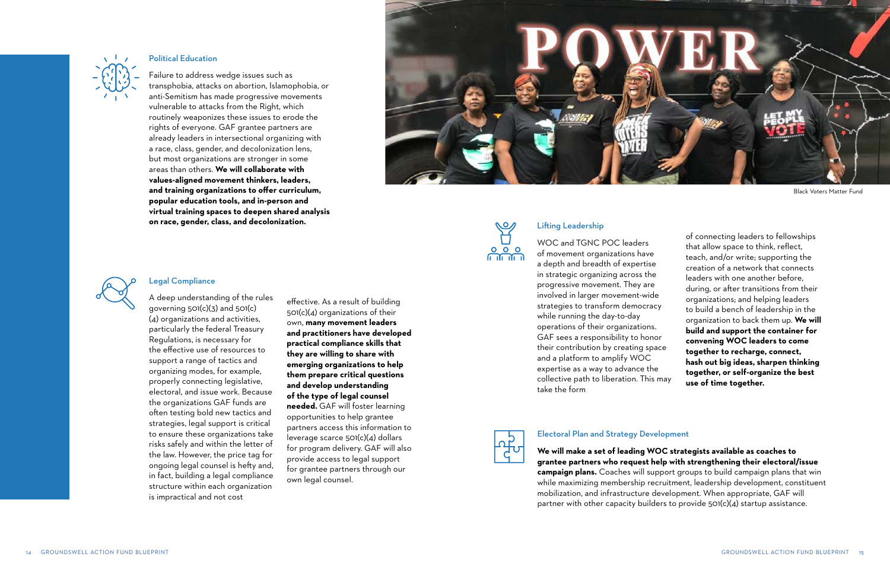### Political Education

Failure to address wedge issues such as transphobia, attacks on abortion, Islamophobia, or anti-Semitism has made progressive movements vulnerable to attacks from the Right, which routinely weaponizes these issues to erode the rights of everyone. GAF grantee partners are already leaders in intersectional organizing with a race, class, gender, and decolonization lens, but most organizations are stronger in some areas than others. **We will collaborate with values-aligned movement thinkers, leaders, and training organizations to offer curriculum, popular education tools, and in-person and virtual training spaces to deepen shared analysis on race, gender, class, and decolonization.**

### Legal Compliance

A deep understanding of the rules governing 501(c)(3) and 501(c)(4) organizations and activities, particularly the federal Treasury Regulations, is necessary for the effective use of resources to support a range of tactics and organizing modes, for example, properly connecting legislative, electoral, and issue work. Because the organizations GAF funds are often testing bold new tactics and strategies, legal support is critical to ensure these organizations take risks safely and within the letter of the law. However, the price tag for ongoing legal counsel is hefty and, in fact, building a legal compliance structure within each organization is impractical and not cost effective. As a result of building 501(c)(4) organizations of their own, **many movement leaders and practitioners have developed practical compliance skills that they are willing to share with emerging organizations to help them prepare critical questions and develop understanding of the type of legal counsel needed.** GAF will foster learning opportunities to help grantee partners access this information to leverage scarce 501(c)(4) dollars for program delivery. GAF will also provide access to legal support for grantee partners through our own legal counsel.

Black Voters Matter Fund

### Lifting Leadership

WOC and TGNC POC leaders of movement organizations have a depth and breadth of expertise in strategic organizing across the progressive movement. They are involved in larger movement-wide strategies to transform democracy while running the day-to-day operations of their organizations. GAF sees a responsibility to honor their contribution by creating space and a platform to amplify WOC expertise as a way to advance the collective path to liberation. This may take the form of connecting leaders to fellowships that allow space to think, reflect, teach, and/or write; supporting the creation of a network that connects leaders with one another before, during, or after transitions from their organizations; and helping leaders to build a bench of leadership in the organization to back them up. **We will build and support the container for convening WOC leaders to come together to recharge, connect, hash out big ideas, sharpen thinking together, or self-organize the best use of time together.**

### Electoral Plan and Strategy Development

**We will make a set of leading WOC strategists available as coaches to grantee partners who request help with strengthening their electoral/issue campaign plans.** Coaches will support groups to build campaign plans that win while maximizing membership recruitment, leadership development, constituent mobilization, and infrastructure development. When appropriate, GAF will partner with other capacity builders to provide 501(c)(4) startup assistance.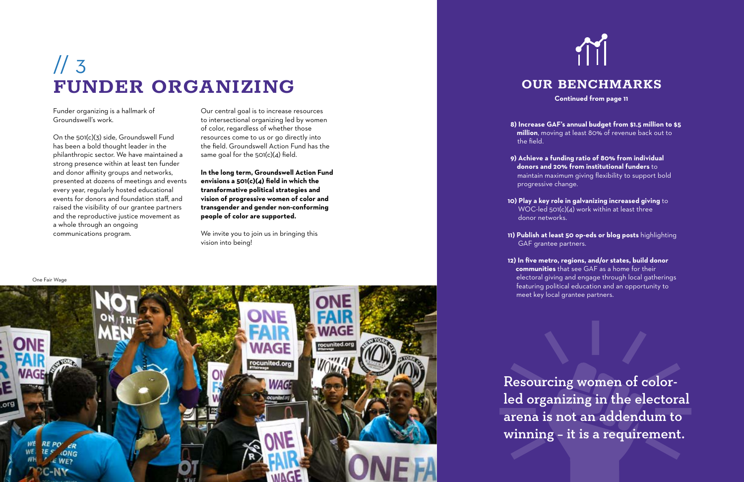# // 3 FUNDER ORGANIZING

Funder organizing is a hallmark of Groundswell's work.

On the 501(c)(3) side, Groundswell Fund has been a bold thought leader in the philanthropic sector. We have maintained a strong presence within at least ten funder and donor affinity groups and networks, presented at dozens of meetings and events every year, regularly hosted educational events for donors and foundation staff, and raised the visibility of our grantee partners and the reproductive justice movement as a whole through an ongoing communications program.

Our central goal is to increase resources to intersectional organizing led by women of color, regardless of whether those resources come to us or go directly into the field. Groundswell Action Fund has the same goal for the 501(c)(4) field.

**In the long term, Groundswell Action Fund envisions a 501(c)(4) field in which the transformative political strategies and vision of progressive women of color and transgender and gender non-conforming people of color are supported.**

We invite you to join us in bringing this vision into being!

One Fair Wage

## OUR BENCHMARKS

**Continued from page 11**

8) **Increase GAF's annual budget from $1.5 million to $5 million**, moving at least 80% of revenue back out to the field.

9) **Achieve a funding ratio of 80% from individual donors and 20% from institutional funders** to maintain maximum giving flexibility to support bold progressive change.

10) **Play a key role in galvanizing increased giving** to WOC-led 501(c)(4) work within at least three donor networks.

11) **Publish at least 50 op-eds or blog posts** highlighting GAF grantee partners.

12) **In five metro, regions, and/or states, build donor communities** that see GAF as a home for their electoral giving and engage through local gatherings featuring political education and an opportunity to meet key local grantee partners.

**Resourcing women of color-led organizing in the electoral arena is not an addendum to winning – it is a requirement.**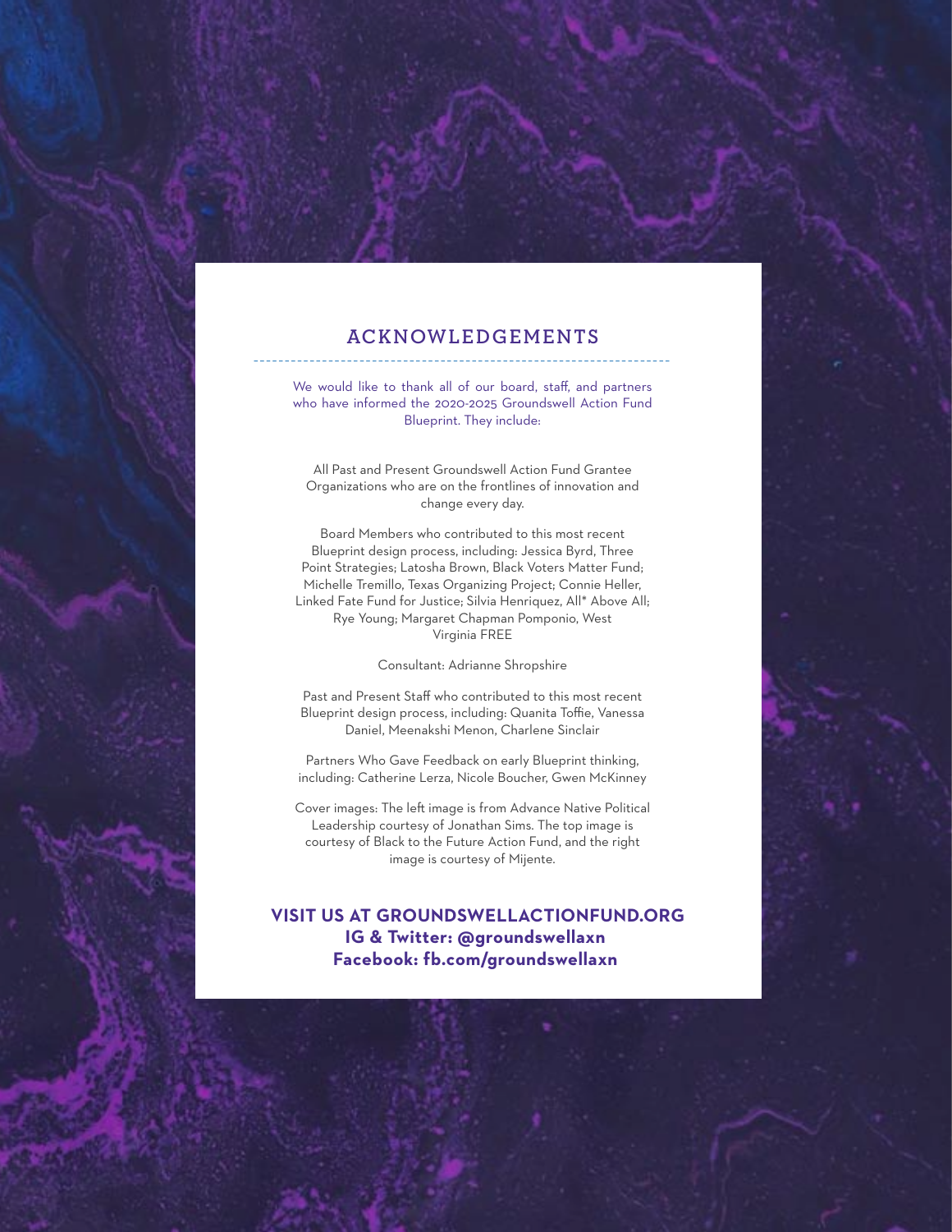## ACKNOWLEDGEMENTS

We would like to thank all of our board, staff, and partners who have informed the 2020-2025 Groundswell Action Fund Blueprint. They include:

All Past and Present Groundswell Action Fund Grantee Organizations who are on the frontlines of innovation and change every day.

Board Members who contributed to this most recent Blueprint design process, including: Jessica Byrd, Three Point Strategies; Latosha Brown, Black Voters Matter Fund; Michelle Tremillo, Texas Organizing Project; Connie Heller, Linked Fate Fund for Justice; Silvia Henriquez, All* Above All; Rye Young; Margaret Chapman Pomponio, West Virginia FREE

Consultant: Adrianne Shropshire

Past and Present Staff who contributed to this most recent Blueprint design process, including: Quanita Toffie, Vanessa Daniel, Meenakshi Menon, Charlene Sinclair

Partners Who Gave Feedback on early Blueprint thinking, including: Catherine Lerza, Nicole Boucher, Gwen McKinney

Cover images: The left image is from Advance Native Political Leadership courtesy of Jonathan Sims. The top image is courtesy of Black to the Future Action Fund, and the right image is courtesy of Mijente.

**VISIT US AT GROUNDSWELLACTIONFUND.ORG**
**IG & Twitter: @groundswellaxn**
**Facebook: fb.com/groundswellaxn**